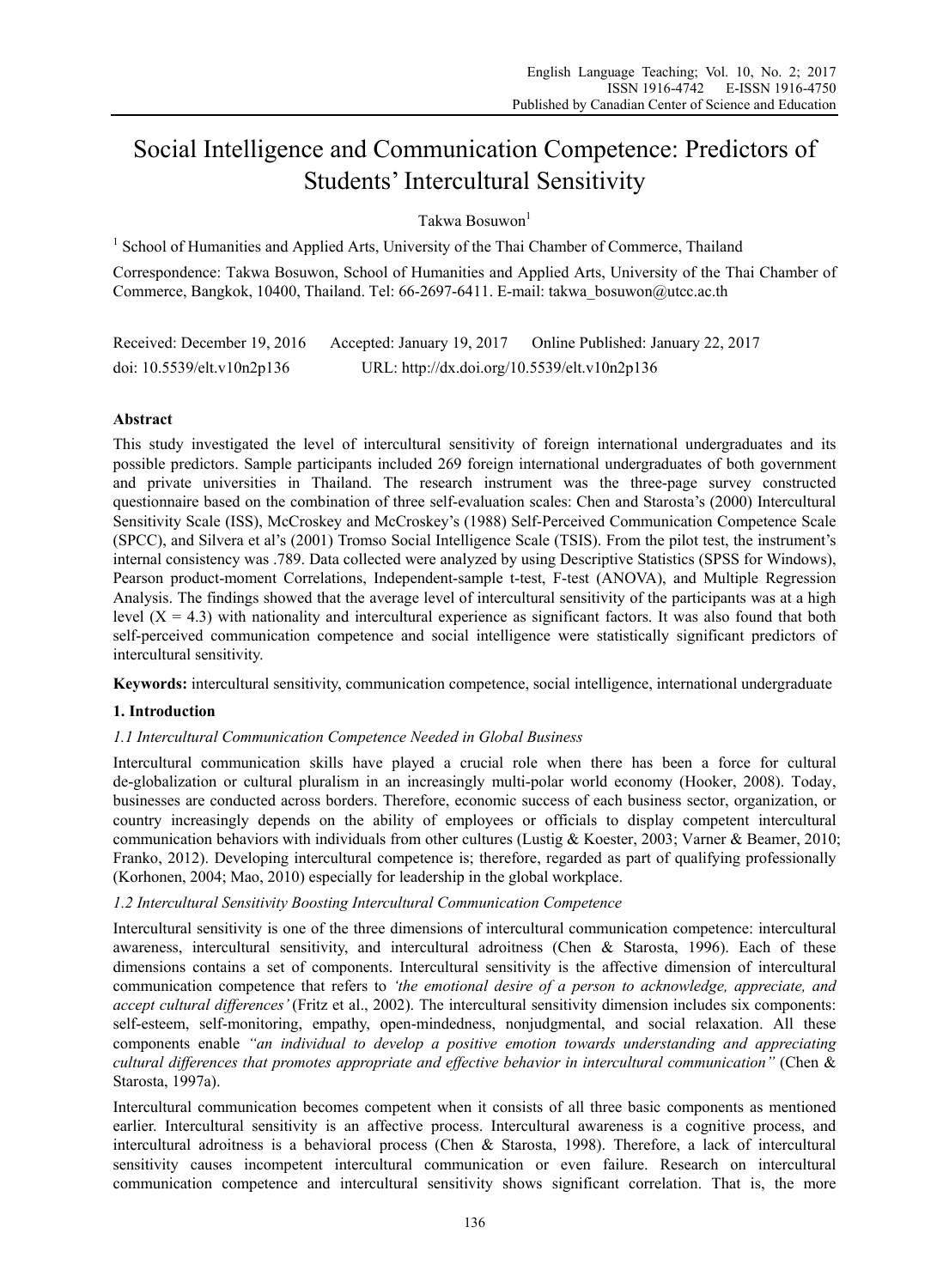# Social Intelligence and Communication Competence: Predictors of Students' Intercultural Sensitivity

Takwa Bosuwon[1]

[1] School of Humanities and Applied Arts, University of the Thai Chamber of Commerce, Thailand

Correspondence: Takwa Bosuwon, School of Humanities and Applied Arts, University of the Thai Chamber of Commerce, Bangkok, 10400, Thailand. Tel: 66-2697-6411. E-mail: takwa_bosuwon@utcc.ac.th

Received: December 19, 2016 Accepted: January 19, 2017 Online Published: January 22, 2017

doi: 10.5539/elt.v10n2p136 URL: http://dx.doi.org/10.5539/elt.v10n2p136

## Abstract

This study investigated the level of intercultural sensitivity of foreign international undergraduates and its possible predictors. Sample participants included 269 foreign international undergraduates of both government and private universities in Thailand. The research instrument was the three-page survey constructed questionnaire based on the combination of three self-evaluation scales: Chen and Starosta's (2000) Intercultural Sensitivity Scale (ISS), McCroskey and McCroskey's (1988) Self-Perceived Communication Competence Scale (SPCC), and Silvera et al's (2001) Tromso Social Intelligence Scale (TSIS). From the pilot test, the instrument's internal consistency was .789. Data collected were analyzed by using Descriptive Statistics (SPSS for Windows), Pearson product-moment Correlations, Independent-sample t-test, F-test (ANOVA), and Multiple Regression Analysis. The findings showed that the average level of intercultural sensitivity of the participants was at a high level ($X = 4.3$) with nationality and intercultural experience as significant factors. It was also found that both self-perceived communication competence and social intelligence were statistically significant predictors of intercultural sensitivity.

**Keywords:** intercultural sensitivity, communication competence, social intelligence, international undergraduate

## 1. Introduction

### *1.1 Intercultural Communication Competence Needed in Global Business*

Intercultural communication skills have played a crucial role when there has been a force for cultural de-globalization or cultural pluralism in an increasingly multi-polar world economy (Hooker, 2008). Today, businesses are conducted across borders. Therefore, economic success of each business sector, organization, or country increasingly depends on the ability of employees or officials to display competent intercultural communication behaviors with individuals from other cultures (Lustig & Koester, 2003; Varner & Beamer, 2010; Franko, 2012). Developing intercultural competence is; therefore, regarded as part of qualifying professionally (Korhonen, 2004; Mao, 2010) especially for leadership in the global workplace.

### *1.2 Intercultural Sensitivity Boosting Intercultural Communication Competence*

Intercultural sensitivity is one of the three dimensions of intercultural communication competence: intercultural awareness, intercultural sensitivity, and intercultural adroitness (Chen & Starosta, 1996). Each of these dimensions contains a set of components. Intercultural sensitivity is the affective dimension of intercultural communication competence that refers to *'the emotional desire of a person to acknowledge, appreciate, and accept cultural differences'* (Fritz et al., 2002). The intercultural sensitivity dimension includes six components: self-esteem, self-monitoring, empathy, open-mindedness, nonjudgmental, and social relaxation. All these components enable *"an individual to develop a positive emotion towards understanding and appreciating cultural differences that promotes appropriate and effective behavior in intercultural communication"* (Chen & Starosta, 1997a).

Intercultural communication becomes competent when it consists of all three basic components as mentioned earlier. Intercultural sensitivity is an affective process. Intercultural awareness is a cognitive process, and intercultural adroitness is a behavioral process (Chen & Starosta, 1998). Therefore, a lack of intercultural sensitivity causes incompetent intercultural communication or even failure. Research on intercultural communication competence and intercultural sensitivity shows significant correlation. That is, the more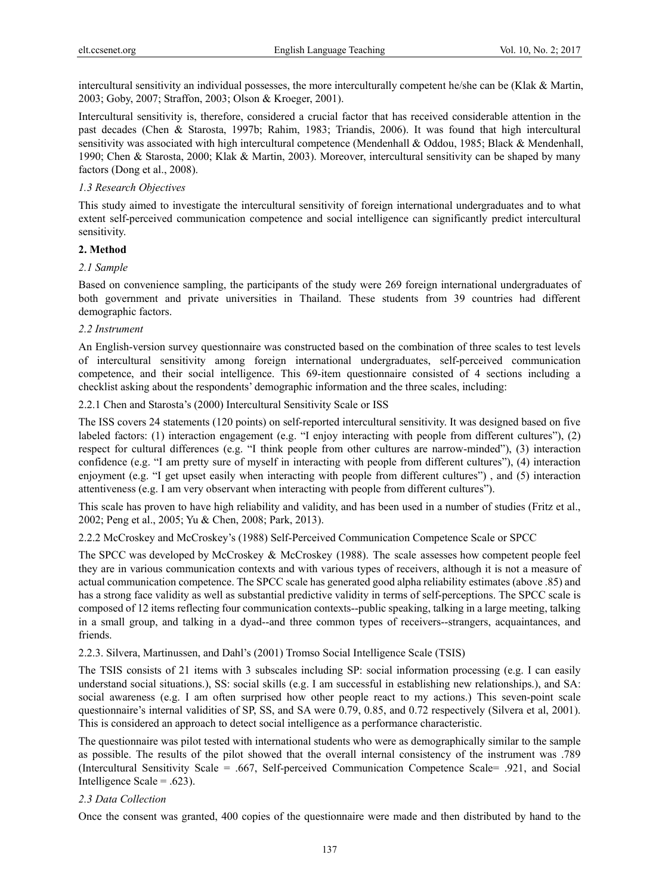intercultural sensitivity an individual possesses, the more interculturally competent he/she can be (Klak & Martin, 2003; Goby, 2007; Straffon, 2003; Olson & Kroeger, 2001).

Intercultural sensitivity is, therefore, considered a crucial factor that has received considerable attention in the past decades (Chen & Starosta, 1997b; Rahim, 1983; Triandis, 2006). It was found that high intercultural sensitivity was associated with high intercultural competence (Mendenhall & Oddou, 1985; Black & Mendenhall, 1990; Chen & Starosta, 2000; Klak & Martin, 2003). Moreover, intercultural sensitivity can be shaped by many factors (Dong et al., 2008).

### *1.3 Research Objectives*

This study aimed to investigate the intercultural sensitivity of foreign international undergraduates and to what extent self-perceived communication competence and social intelligence can significantly predict intercultural sensitivity.

## **2. Method**

### *2.1 Sample*

Based on convenience sampling, the participants of the study were 269 foreign international undergraduates of both government and private universities in Thailand. These students from 39 countries had different demographic factors.

### *2.2 Instrument*

An English-version survey questionnaire was constructed based on the combination of three scales to test levels of intercultural sensitivity among foreign international undergraduates, self-perceived communication competence, and their social intelligence. This 69-item questionnaire consisted of 4 sections including a checklist asking about the respondents' demographic information and the three scales, including:

#### 2.2.1 Chen and Starosta's (2000) Intercultural Sensitivity Scale or ISS

The ISS covers 24 statements (120 points) on self-reported intercultural sensitivity. It was designed based on five labeled factors: (1) interaction engagement (e.g. "I enjoy interacting with people from different cultures"), (2) respect for cultural differences (e.g. "I think people from other cultures are narrow-minded"), (3) interaction confidence (e.g. "I am pretty sure of myself in interacting with people from different cultures"), (4) interaction enjoyment (e.g. "I get upset easily when interacting with people from different cultures") , and (5) interaction attentiveness (e.g. I am very observant when interacting with people from different cultures").

This scale has proven to have high reliability and validity, and has been used in a number of studies (Fritz et al., 2002; Peng et al., 2005; Yu & Chen, 2008; Park, 2013).

#### 2.2.2 McCroskey and McCroskey's (1988) Self-Perceived Communication Competence Scale or SPCC

The SPCC was developed by McCroskey & McCroskey (1988). The scale assesses how competent people feel they are in various communication contexts and with various types of receivers, although it is not a measure of actual communication competence. The SPCC scale has generated good alpha reliability estimates (above .85) and has a strong face validity as well as substantial predictive validity in terms of self-perceptions. The SPCC scale is composed of 12 items reflecting four communication contexts--public speaking, talking in a large meeting, talking in a small group, and talking in a dyad--and three common types of receivers--strangers, acquaintances, and friends.

#### 2.2.3. Silvera, Martinussen, and Dahl's (2001) Tromso Social Intelligence Scale (TSIS)

The TSIS consists of 21 items with 3 subscales including SP: social information processing (e.g. I can easily understand social situations.), SS: social skills (e.g. I am successful in establishing new relationships.), and SA: social awareness (e.g. I am often surprised how other people react to my actions.) This seven-point scale questionnaire's internal validities of SP, SS, and SA were 0.79, 0.85, and 0.72 respectively (Silvera et al, 2001). This is considered an approach to detect social intelligence as a performance characteristic.

The questionnaire was pilot tested with international students who were as demographically similar to the sample as possible. The results of the pilot showed that the overall internal consistency of the instrument was .789 (Intercultural Sensitivity Scale = .667, Self-perceived Communication Competence Scale= .921, and Social Intelligence Scale = .623).

### *2.3 Data Collection*

Once the consent was granted, 400 copies of the questionnaire were made and then distributed by hand to the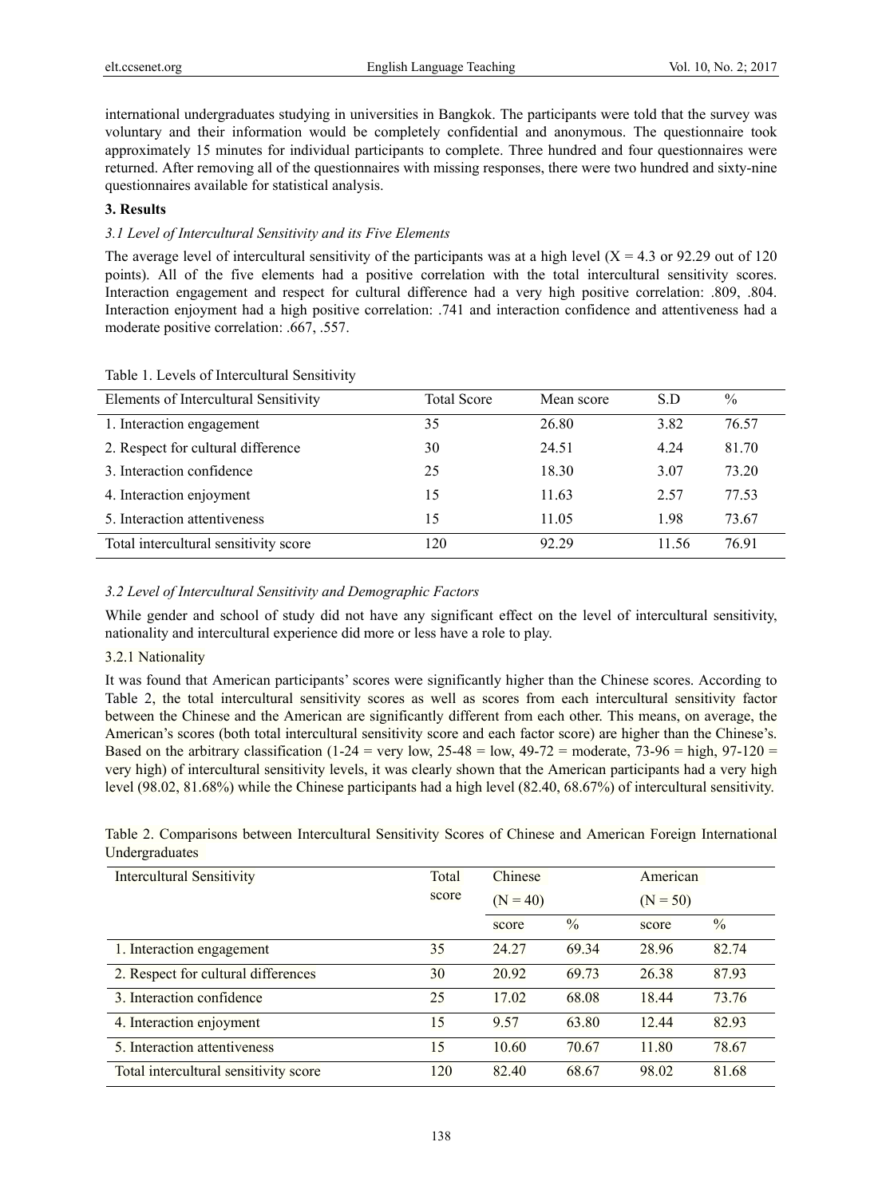international undergraduates studying in universities in Bangkok. The participants were told that the survey was voluntary and their information would be completely confidential and anonymous. The questionnaire took approximately 15 minutes for individual participants to complete. Three hundred and four questionnaires were returned. After removing all of the questionnaires with missing responses, there were two hundred and sixty-nine questionnaires available for statistical analysis.

## 3. Results

### *3.1 Level of Intercultural Sensitivity and its Five Elements*

The average level of intercultural sensitivity of the participants was at a high level (X = 4.3 or 92.29 out of 120 points). All of the five elements had a positive correlation with the total intercultural sensitivity scores. Interaction engagement and respect for cultural difference had a very high positive correlation: .809, .804. Interaction enjoyment had a high positive correlation: .741 and interaction confidence and attentiveness had a moderate positive correlation: .667, .557.

Table 1. Levels of Intercultural Sensitivity

| Elements of Intercultural Sensitivity | Total Score | Mean score | S.D | % |
|---|---|---|---|---|
| 1. Interaction engagement | 35 | 26.80 | 3.82 | 76.57 |
| 2. Respect for cultural difference | 30 | 24.51 | 4.24 | 81.70 |
| 3. Interaction confidence | 25 | 18.30 | 3.07 | 73.20 |
| 4. Interaction enjoyment | 15 | 11.63 | 2.57 | 77.53 |
| 5. Interaction attentiveness | 15 | 11.05 | 1.98 | 73.67 |
| Total intercultural sensitivity score | 120 | 92.29 | 11.56 | 76.91 |

### *3.2 Level of Intercultural Sensitivity and Demographic Factors*

While gender and school of study did not have any significant effect on the level of intercultural sensitivity, nationality and intercultural experience did more or less have a role to play.

#### 3.2.1 Nationality

It was found that American participants' scores were significantly higher than the Chinese scores. According to Table 2, the total intercultural sensitivity scores as well as scores from each intercultural sensitivity factor between the Chinese and the American are significantly different from each other. This means, on average, the American's scores (both total intercultural sensitivity score and each factor score) are higher than the Chinese's. Based on the arbitrary classification (1-24 = very low, 25-48 = low, 49-72 = moderate, 73-96 = high, 97-120 = very high) of intercultural sensitivity levels, it was clearly shown that the American participants had a very high level (98.02, 81.68%) while the Chinese participants had a high level (82.40, 68.67%) of intercultural sensitivity.

Table 2. Comparisons between Intercultural Sensitivity Scores of Chinese and American Foreign International Undergraduates

| Intercultural Sensitivity | Total score | Chinese (N = 40) | | American (N = 50) | |
|---|---|---|---|---|---|
| | | score | % | score | % |
| 1. Interaction engagement | 35 | 24.27 | 69.34 | 28.96 | 82.74 |
| 2. Respect for cultural differences | 30 | 20.92 | 69.73 | 26.38 | 87.93 |
| 3. Interaction confidence | 25 | 17.02 | 68.08 | 18.44 | 73.76 |
| 4. Interaction enjoyment | 15 | 9.57 | 63.80 | 12.44 | 82.93 |
| 5. Interaction attentiveness | 15 | 10.60 | 70.67 | 11.80 | 78.67 |
| Total intercultural sensitivity score | 120 | 82.40 | 68.67 | 98.02 | 81.68 |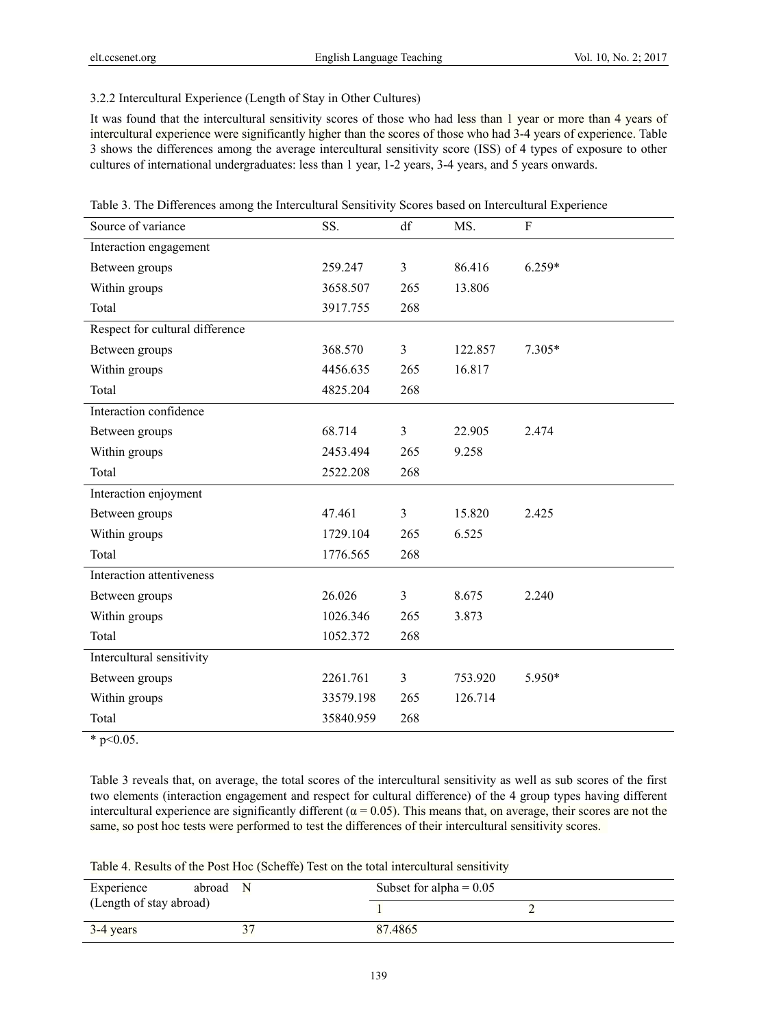### 3.2.2 Intercultural Experience (Length of Stay in Other Cultures)

It was found that the intercultural sensitivity scores of those who had less than 1 year or more than 4 years of intercultural experience were significantly higher than the scores of those who had 3-4 years of experience. Table 3 shows the differences among the average intercultural sensitivity score (ISS) of 4 types of exposure to other cultures of international undergraduates: less than 1 year, 1-2 years, 3-4 years, and 5 years onwards.

Table 3. The Differences among the Intercultural Sensitivity Scores based on Intercultural Experience

| Source of variance | SS. | df | MS. | F |
|---|---|---|---|---|
| Interaction engagement | | | | |
| Between groups | 259.247 | 3 | 86.416 | 6.259* |
| Within groups | 3658.507 | 265 | 13.806 | |
| Total | 3917.755 | 268 | | |
| Respect for cultural difference | | | | |
| Between groups | 368.570 | 3 | 122.857 | 7.305* |
| Within groups | 4456.635 | 265 | 16.817 | |
| Total | 4825.204 | 268 | | |
| Interaction confidence | | | | |
| Between groups | 68.714 | 3 | 22.905 | 2.474 |
| Within groups | 2453.494 | 265 | 9.258 | |
| Total | 2522.208 | 268 | | |
| Interaction enjoyment | | | | |
| Between groups | 47.461 | 3 | 15.820 | 2.425 |
| Within groups | 1729.104 | 265 | 6.525 | |
| Total | 1776.565 | 268 | | |
| Interaction attentiveness | | | | |
| Between groups | 26.026 | 3 | 8.675 | 2.240 |
| Within groups | 1026.346 | 265 | 3.873 | |
| Total | 1052.372 | 268 | | |
| Intercultural sensitivity | | | | |
| Between groups | 2261.761 | 3 | 753.920 | 5.950* |
| Within groups | 33579.198 | 265 | 126.714 | |
| Total | 35840.959 | 268 | | |

* $p<0.05$.

Table 3 reveals that, on average, the total scores of the intercultural sensitivity as well as sub scores of the first two elements (interaction engagement and respect for cultural difference) of the 4 group types having different intercultural experience are significantly different ($\alpha = 0.05$). This means that, on average, their scores are not the same, so post hoc tests were performed to test the differences of their intercultural sensitivity scores.

Table 4. Results of the Post Hoc (Scheffe) Test on the total intercultural sensitivity

| Experience abroad (Length of stay abroad) | N | Subset for alpha = 0.05 | |
|---|---|---|---|
| | | 1 | 2 |
| 3-4 years | 37 | 87.4865 | |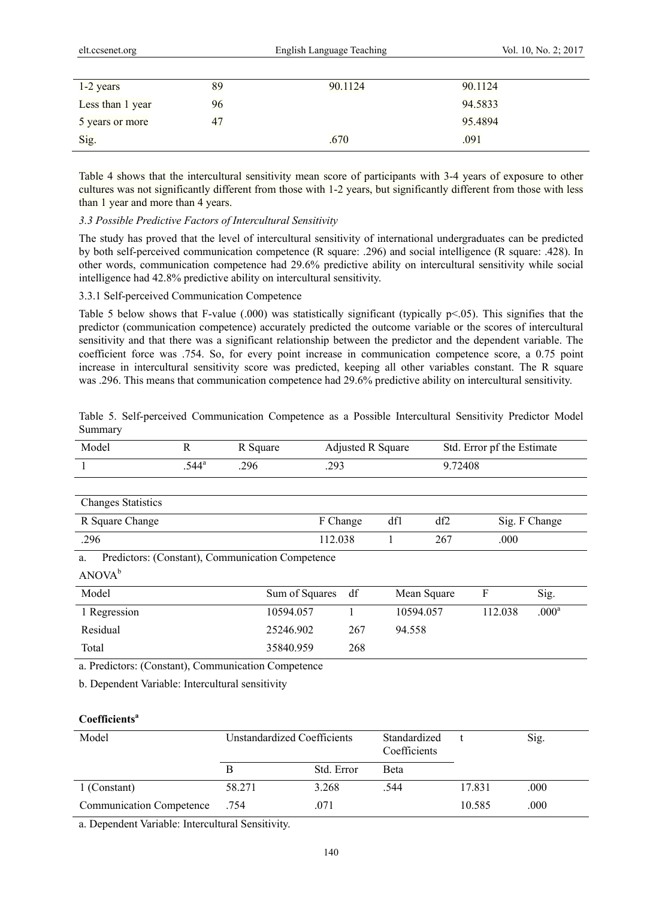| | | | |
|---|---|---|---|
| 1-2 years | 89 | 90.1124 | 90.1124 |
| Less than 1 year | 96 | | 94.5833 |
| 5 years or more | 47 | | 95.4894 |
| Sig. | | .670 | .091 |

Table 4 shows that the intercultural sensitivity mean score of participants with 3-4 years of exposure to other cultures was not significantly different from those with 1-2 years, but significantly different from those with less than 1 year and more than 4 years.

### *3.3 Possible Predictive Factors of Intercultural Sensitivity*

The study has proved that the level of intercultural sensitivity of international undergraduates can be predicted by both self-perceived communication competence (R square: .296) and social intelligence (R square: .428). In other words, communication competence had 29.6% predictive ability on intercultural sensitivity while social intelligence had 42.8% predictive ability on intercultural sensitivity.

#### 3.3.1 Self-perceived Communication Competence

Table 5 below shows that F-value (.000) was statistically significant (typically $p<.05$). This signifies that the predictor (communication competence) accurately predicted the outcome variable or the scores of intercultural sensitivity and that there was a significant relationship between the predictor and the dependent variable. The coefficient force was .754. So, for every point increase in communication competence score, a 0.75 point increase in intercultural sensitivity score was predicted, keeping all other variables constant. The R square was .296. This means that communication competence had 29.6% predictive ability on intercultural sensitivity.

Table 5. Self-perceived Communication Competence as a Possible Intercultural Sensitivity Predictor Model Summary

| Model | R | R Square | Adjusted R Square | Std. Error pf the Estimate |
|---|---|---|---|---|
| 1 | .544[a] | .296 | .293 | 9.72408 |

| Changes Statistics | | | | |
|---|---|---|---|---|
| R Square Change | F Change | df1 | df2 | Sig. F Change |
| .296 | 112.038 | 1 | 267 | .000 |

a. Predictors: (Constant), Communication Competence

ANOVA[b]

| Model | Sum of Squares | df | Mean Square | F | Sig. |
|---|---|---|---|---|---|
| 1 Regression | 10594.057 | 1 | 10594.057 | 112.038 | .000[a] |
| Residual | 25246.902 | 267 | 94.558 | | |
| Total | 35840.959 | 268 | | | |

a. Predictors: (Constant), Communication Competence

b. Dependent Variable: Intercultural sensitivity

**Coefficients[a]**

| Model | Unstandardized Coefficients | | Standardized Coefficients | t | Sig. |
|---|---|---|---|---|---|
| | B | Std. Error | Beta | | |
| 1 (Constant) | 58.271 | 3.268 | .544 | 17.831 | .000 |
| Communication Competence | .754 | .071 | | 10.585 | .000 |

a. Dependent Variable: Intercultural Sensitivity.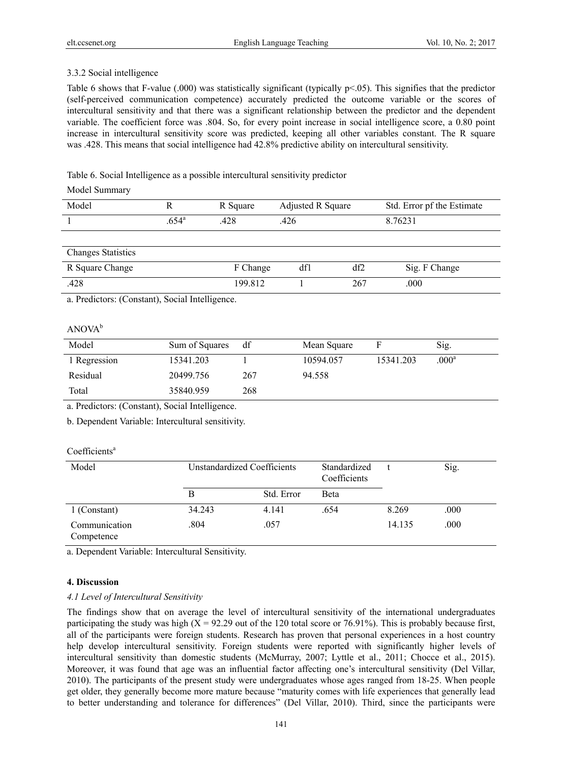### 3.3.2 Social intelligence

Table 6 shows that F-value (.000) was statistically significant (typically $p<.05$). This signifies that the predictor (self-perceived communication competence) accurately predicted the outcome variable or the scores of intercultural sensitivity and that there was a significant relationship between the predictor and the dependent variable. The coefficient force was .804. So, for every point increase in social intelligence score, a 0.80 point increase in intercultural sensitivity score was predicted, keeping all other variables constant. The R square was .428. This means that social intelligence had 42.8% predictive ability on intercultural sensitivity.

Table 6. Social Intelligence as a possible intercultural sensitivity predictor

Model Summary

| Model | R | R Square | Adjusted R Square | Std. Error pf the Estimate |
|---|---|---|---|---|
| 1 | .654[a] | .428 | .426 | 8.76231 |

| Changes Statistics | | | | |
|---|---|---|---|---|
| R Square Change | F Change | df1 | df2 | Sig. F Change |
| .428 | 199.812 | 1 | 267 | .000 |

a. Predictors: (Constant), Social Intelligence.

ANOVA[b]

| Model | Sum of Squares | df | Mean Square | F | Sig. |
|---|---|---|---|---|---|
| 1 Regression | 15341.203 | 1 | 10594.057 | 15341.203 | .000[a] |
| Residual | 20499.756 | 267 | 94.558 | | |
| Total | 35840.959 | 268 | | | |

a. Predictors: (Constant), Social Intelligence.

b. Dependent Variable: Intercultural sensitivity.

Coefficients[a]

| Model | Unstandardized Coefficients | | Standardized Coefficients | t | Sig. |
|---|---|---|---|---|---|
| | B | Std. Error | Beta | | |
| 1 (Constant) | 34.243 | 4.141 | .654 | 8.269 | .000 |
| Communication Competence | .804 | .057 | | 14.135 | .000 |

a. Dependent Variable: Intercultural Sensitivity.

## 4. Discussion

### *4.1 Level of Intercultural Sensitivity*

The findings show that on average the level of intercultural sensitivity of the international undergraduates participating the study was high ($X = 92.29$ out of the 120 total score or 76.91%). This is probably because first, all of the participants were foreign students. Research has proven that personal experiences in a host country help develop intercultural sensitivity. Foreign students were reported with significantly higher levels of intercultural sensitivity than domestic students (McMurray, 2007; Lyttle et al., 2011; Chocce et al., 2015). Moreover, it was found that age was an influential factor affecting one's intercultural sensitivity (Del Villar, 2010). The participants of the present study were undergraduates whose ages ranged from 18-25. When people get older, they generally become more mature because "maturity comes with life experiences that generally lead to better understanding and tolerance for differences" (Del Villar, 2010). Third, since the participants were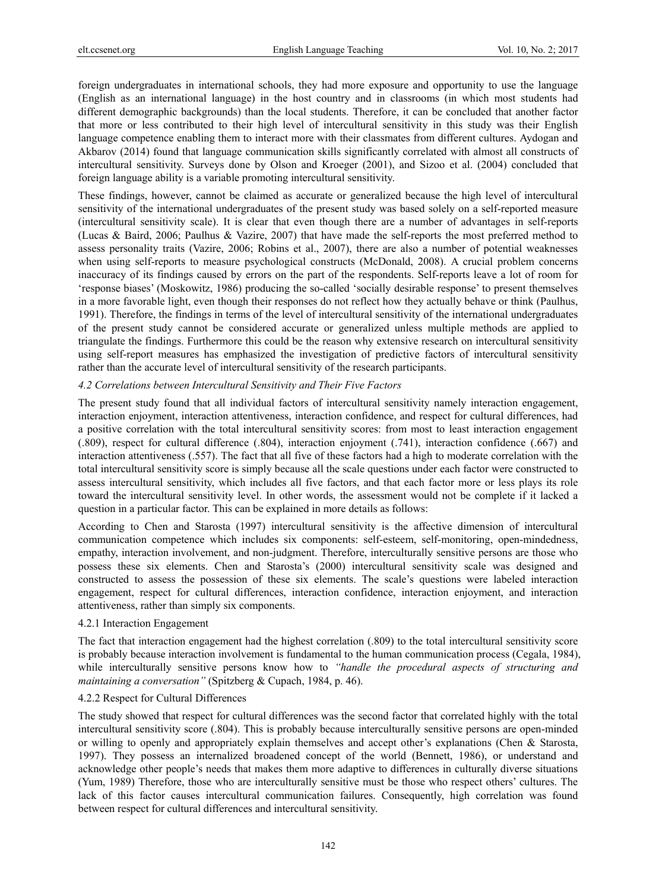foreign undergraduates in international schools, they had more exposure and opportunity to use the language (English as an international language) in the host country and in classrooms (in which most students had different demographic backgrounds) than the local students. Therefore, it can be concluded that another factor that more or less contributed to their high level of intercultural sensitivity in this study was their English language competence enabling them to interact more with their classmates from different cultures. Aydogan and Akbarov (2014) found that language communication skills significantly correlated with almost all constructs of intercultural sensitivity. Surveys done by Olson and Kroeger (2001), and Sizoo et al. (2004) concluded that foreign language ability is a variable promoting intercultural sensitivity.

These findings, however, cannot be claimed as accurate or generalized because the high level of intercultural sensitivity of the international undergraduates of the present study was based solely on a self-reported measure (intercultural sensitivity scale). It is clear that even though there are a number of advantages in self-reports (Lucas & Baird, 2006; Paulhus & Vazire, 2007) that have made the self-reports the most preferred method to assess personality traits (Vazire, 2006; Robins et al., 2007), there are also a number of potential weaknesses when using self-reports to measure psychological constructs (McDonald, 2008). A crucial problem concerns inaccuracy of its findings caused by errors on the part of the respondents. Self-reports leave a lot of room for 'response biases' (Moskowitz, 1986) producing the so-called 'socially desirable response' to present themselves in a more favorable light, even though their responses do not reflect how they actually behave or think (Paulhus, 1991). Therefore, the findings in terms of the level of intercultural sensitivity of the international undergraduates of the present study cannot be considered accurate or generalized unless multiple methods are applied to triangulate the findings. Furthermore this could be the reason why extensive research on intercultural sensitivity using self-report measures has emphasized the investigation of predictive factors of intercultural sensitivity rather than the accurate level of intercultural sensitivity of the research participants.

### *4.2 Correlations between Intercultural Sensitivity and Their Five Factors*

The present study found that all individual factors of intercultural sensitivity namely interaction engagement, interaction enjoyment, interaction attentiveness, interaction confidence, and respect for cultural differences, had a positive correlation with the total intercultural sensitivity scores: from most to least interaction engagement (.809), respect for cultural difference (.804), interaction enjoyment (.741), interaction confidence (.667) and interaction attentiveness (.557). The fact that all five of these factors had a high to moderate correlation with the total intercultural sensitivity score is simply because all the scale questions under each factor were constructed to assess intercultural sensitivity, which includes all five factors, and that each factor more or less plays its role toward the intercultural sensitivity level. In other words, the assessment would not be complete if it lacked a question in a particular factor. This can be explained in more details as follows:

According to Chen and Starosta (1997) intercultural sensitivity is the affective dimension of intercultural communication competence which includes six components: self-esteem, self-monitoring, open-mindedness, empathy, interaction involvement, and non-judgment. Therefore, interculturally sensitive persons are those who possess these six elements. Chen and Starosta's (2000) intercultural sensitivity scale was designed and constructed to assess the possession of these six elements. The scale's questions were labeled interaction engagement, respect for cultural differences, interaction confidence, interaction enjoyment, and interaction attentiveness, rather than simply six components.

#### 4.2.1 Interaction Engagement

The fact that interaction engagement had the highest correlation (.809) to the total intercultural sensitivity score is probably because interaction involvement is fundamental to the human communication process (Cegala, 1984), while interculturally sensitive persons know how to *"handle the procedural aspects of structuring and maintaining a conversation"* (Spitzberg & Cupach, 1984, p. 46).

#### 4.2.2 Respect for Cultural Differences

The study showed that respect for cultural differences was the second factor that correlated highly with the total intercultural sensitivity score (.804). This is probably because interculturally sensitive persons are open-minded or willing to openly and appropriately explain themselves and accept other's explanations (Chen & Starosta, 1997). They possess an internalized broadened concept of the world (Bennett, 1986), or understand and acknowledge other people's needs that makes them more adaptive to differences in culturally diverse situations (Yum, 1989) Therefore, those who are interculturally sensitive must be those who respect others' cultures. The lack of this factor causes intercultural communication failures. Consequently, high correlation was found between respect for cultural differences and intercultural sensitivity.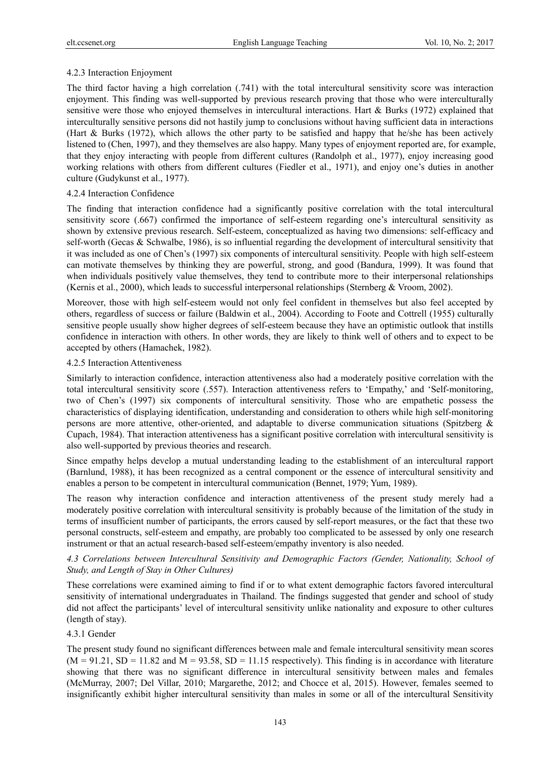#### 4.2.3 Interaction Enjoyment

The third factor having a high correlation (.741) with the total intercultural sensitivity score was interaction enjoyment. This finding was well-supported by previous research proving that those who were interculturally sensitive were those who enjoyed themselves in intercultural interactions. Hart & Burks (1972) explained that interculturally sensitive persons did not hastily jump to conclusions without having sufficient data in interactions (Hart & Burks (1972), which allows the other party to be satisfied and happy that he/she has been actively listened to (Chen, 1997), and they themselves are also happy. Many types of enjoyment reported are, for example, that they enjoy interacting with people from different cultures (Randolph et al., 1977), enjoy increasing good working relations with others from different cultures (Fiedler et al., 1971), and enjoy one's duties in another culture (Gudykunst et al., 1977).

#### 4.2.4 Interaction Confidence

The finding that interaction confidence had a significantly positive correlation with the total intercultural sensitivity score (.667) confirmed the importance of self-esteem regarding one's intercultural sensitivity as shown by extensive previous research. Self-esteem, conceptualized as having two dimensions: self-efficacy and self-worth (Gecas & Schwalbe, 1986), is so influential regarding the development of intercultural sensitivity that it was included as one of Chen's (1997) six components of intercultural sensitivity. People with high self-esteem can motivate themselves by thinking they are powerful, strong, and good (Bandura, 1999). It was found that when individuals positively value themselves, they tend to contribute more to their interpersonal relationships (Kernis et al., 2000), which leads to successful interpersonal relationships (Sternberg & Vroom, 2002).

Moreover, those with high self-esteem would not only feel confident in themselves but also feel accepted by others, regardless of success or failure (Baldwin et al., 2004). According to Foote and Cottrell (1955) culturally sensitive people usually show higher degrees of self-esteem because they have an optimistic outlook that instills confidence in interaction with others. In other words, they are likely to think well of others and to expect to be accepted by others (Hamachek, 1982).

#### 4.2.5 Interaction Attentiveness

Similarly to interaction confidence, interaction attentiveness also had a moderately positive correlation with the total intercultural sensitivity score (.557). Interaction attentiveness refers to 'Empathy,' and 'Self-monitoring, two of Chen's (1997) six components of intercultural sensitivity. Those who are empathetic possess the characteristics of displaying identification, understanding and consideration to others while high self-monitoring persons are more attentive, other-oriented, and adaptable to diverse communication situations (Spitzberg & Cupach, 1984). That interaction attentiveness has a significant positive correlation with intercultural sensitivity is also well-supported by previous theories and research.

Since empathy helps develop a mutual understanding leading to the establishment of an intercultural rapport (Barnlund, 1988), it has been recognized as a central component or the essence of intercultural sensitivity and enables a person to be competent in intercultural communication (Bennet, 1979; Yum, 1989).

The reason why interaction confidence and interaction attentiveness of the present study merely had a moderately positive correlation with intercultural sensitivity is probably because of the limitation of the study in terms of insufficient number of participants, the errors caused by self-report measures, or the fact that these two personal constructs, self-esteem and empathy, are probably too complicated to be assessed by only one research instrument or that an actual research-based self-esteem/empathy inventory is also needed.

### *4.3 Correlations between Intercultural Sensitivity and Demographic Factors (Gender, Nationality, School of Study, and Length of Stay in Other Cultures)*

These correlations were examined aiming to find if or to what extent demographic factors favored intercultural sensitivity of international undergraduates in Thailand. The findings suggested that gender and school of study did not affect the participants' level of intercultural sensitivity unlike nationality and exposure to other cultures (length of stay).

#### 4.3.1 Gender

The present study found no significant differences between male and female intercultural sensitivity mean scores ($M = 91.21$, $SD = 11.82$ and $M = 93.58$, $SD = 11.15$ respectively). This finding is in accordance with literature showing that there was no significant difference in intercultural sensitivity between males and females (McMurray, 2007; Del Villar, 2010; Margarethe, 2012; and Chocce et al, 2015). However, females seemed to insignificantly exhibit higher intercultural sensitivity than males in some or all of the intercultural Sensitivity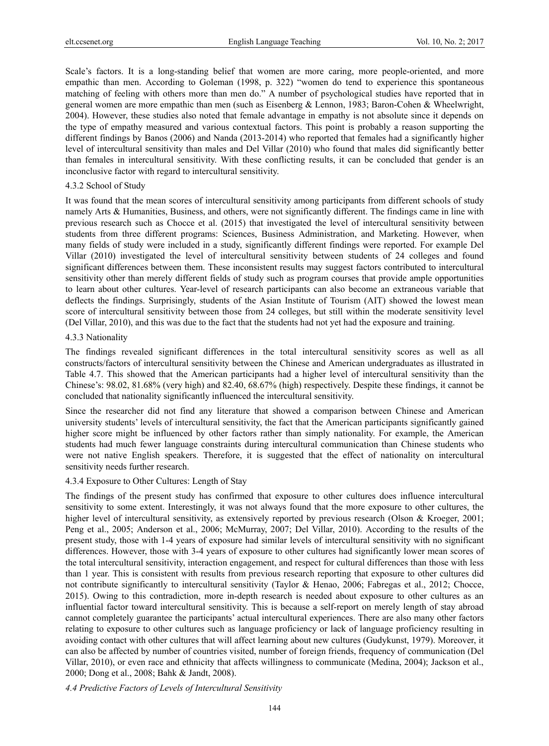Scale's factors. It is a long-standing belief that women are more caring, more people-oriented, and more empathic than men. According to Goleman (1998, p. 322) "women do tend to experience this spontaneous matching of feeling with others more than men do." A number of psychological studies have reported that in general women are more empathic than men (such as Eisenberg & Lennon, 1983; Baron-Cohen & Wheelwright, 2004). However, these studies also noted that female advantage in empathy is not absolute since it depends on the type of empathy measured and various contextual factors. This point is probably a reason supporting the different findings by Banos (2006) and Nanda (2013-2014) who reported that females had a significantly higher level of intercultural sensitivity than males and Del Villar (2010) who found that males did significantly better than females in intercultural sensitivity. With these conflicting results, it can be concluded that gender is an inconclusive factor with regard to intercultural sensitivity.

#### 4.3.2 School of Study

It was found that the mean scores of intercultural sensitivity among participants from different schools of study namely Arts & Humanities, Business, and others, were not significantly different. The findings came in line with previous research such as Chocce et al. (2015) that investigated the level of intercultural sensitivity between students from three different programs: Sciences, Business Administration, and Marketing. However, when many fields of study were included in a study, significantly different findings were reported. For example Del Villar (2010) investigated the level of intercultural sensitivity between students of 24 colleges and found significant differences between them. These inconsistent results may suggest factors contributed to intercultural sensitivity other than merely different fields of study such as program courses that provide ample opportunities to learn about other cultures. Year-level of research participants can also become an extraneous variable that deflects the findings. Surprisingly, students of the Asian Institute of Tourism (AIT) showed the lowest mean score of intercultural sensitivity between those from 24 colleges, but still within the moderate sensitivity level (Del Villar, 2010), and this was due to the fact that the students had not yet had the exposure and training.

#### 4.3.3 Nationality

The findings revealed significant differences in the total intercultural sensitivity scores as well as all constructs/factors of intercultural sensitivity between the Chinese and American undergraduates as illustrated in Table 4.7. This showed that the American participants had a higher level of intercultural sensitivity than the Chinese's: 98.02, 81.68% (very high) and 82.40, 68.67% (high) respectively. Despite these findings, it cannot be concluded that nationality significantly influenced the intercultural sensitivity.

Since the researcher did not find any literature that showed a comparison between Chinese and American university students' levels of intercultural sensitivity, the fact that the American participants significantly gained higher score might be influenced by other factors rather than simply nationality. For example, the American students had much fewer language constraints during intercultural communication than Chinese students who were not native English speakers. Therefore, it is suggested that the effect of nationality on intercultural sensitivity needs further research.

#### 4.3.4 Exposure to Other Cultures: Length of Stay

The findings of the present study has confirmed that exposure to other cultures does influence intercultural sensitivity to some extent. Interestingly, it was not always found that the more exposure to other cultures, the higher level of intercultural sensitivity, as extensively reported by previous research (Olson & Kroeger, 2001; Peng et al., 2005; Anderson et al., 2006; McMurray, 2007; Del Villar, 2010). According to the results of the present study, those with 1-4 years of exposure had similar levels of intercultural sensitivity with no significant differences. However, those with 3-4 years of exposure to other cultures had significantly lower mean scores of the total intercultural sensitivity, interaction engagement, and respect for cultural differences than those with less than 1 year. This is consistent with results from previous research reporting that exposure to other cultures did not contribute significantly to intercultural sensitivity (Taylor & Henao, 2006; Fabregas et al., 2012; Chocce, 2015). Owing to this contradiction, more in-depth research is needed about exposure to other cultures as an influential factor toward intercultural sensitivity. This is because a self-report on merely length of stay abroad cannot completely guarantee the participants' actual intercultural experiences. There are also many other factors relating to exposure to other cultures such as language proficiency or lack of language proficiency resulting in avoiding contact with other cultures that will affect learning about new cultures (Gudykunst, 1979). Moreover, it can also be affected by number of countries visited, number of foreign friends, frequency of communication (Del Villar, 2010), or even race and ethnicity that affects willingness to communicate (Medina, 2004); Jackson et al., 2000; Dong et al., 2008; Bahk & Jandt, 2008).

### *4.4 Predictive Factors of Levels of Intercultural Sensitivity*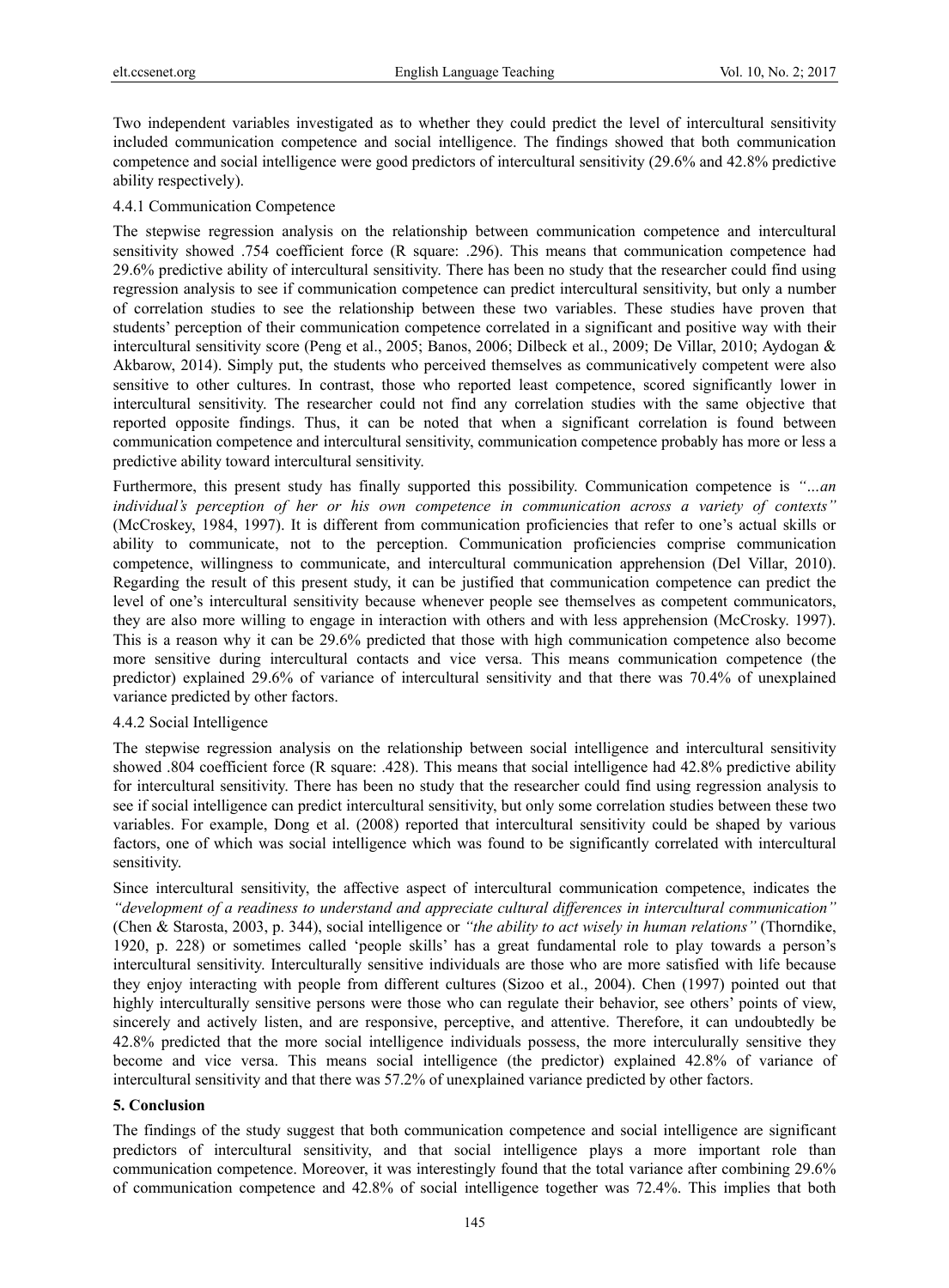Two independent variables investigated as to whether they could predict the level of intercultural sensitivity included communication competence and social intelligence. The findings showed that both communication competence and social intelligence were good predictors of intercultural sensitivity (29.6% and 42.8% predictive ability respectively).

#### 4.4.1 Communication Competence

The stepwise regression analysis on the relationship between communication competence and intercultural sensitivity showed .754 coefficient force (R square: .296). This means that communication competence had 29.6% predictive ability of intercultural sensitivity. There has been no study that the researcher could find using regression analysis to see if communication competence can predict intercultural sensitivity, but only a number of correlation studies to see the relationship between these two variables. These studies have proven that students' perception of their communication competence correlated in a significant and positive way with their intercultural sensitivity score (Peng et al., 2005; Banos, 2006; Dilbeck et al., 2009; De Villar, 2010; Aydogan & Akbarow, 2014). Simply put, the students who perceived themselves as communicatively competent were also sensitive to other cultures. In contrast, those who reported least competence, scored significantly lower in intercultural sensitivity. The researcher could not find any correlation studies with the same objective that reported opposite findings. Thus, it can be noted that when a significant correlation is found between communication competence and intercultural sensitivity, communication competence probably has more or less a predictive ability toward intercultural sensitivity.

Furthermore, this present study has finally supported this possibility. Communication competence is *"…an individual's perception of her or his own competence in communication across a variety of contexts"* (McCroskey, 1984, 1997). It is different from communication proficiencies that refer to one's actual skills or ability to communicate, not to the perception. Communication proficiencies comprise communication competence, willingness to communicate, and intercultural communication apprehension (Del Villar, 2010). Regarding the result of this present study, it can be justified that communication competence can predict the level of one's intercultural sensitivity because whenever people see themselves as competent communicators, they are also more willing to engage in interaction with others and with less apprehension (McCrosky. 1997). This is a reason why it can be 29.6% predicted that those with high communication competence also become more sensitive during intercultural contacts and vice versa. This means communication competence (the predictor) explained 29.6% of variance of intercultural sensitivity and that there was 70.4% of unexplained variance predicted by other factors.

#### 4.4.2 Social Intelligence

The stepwise regression analysis on the relationship between social intelligence and intercultural sensitivity showed .804 coefficient force (R square: .428). This means that social intelligence had 42.8% predictive ability for intercultural sensitivity. There has been no study that the researcher could find using regression analysis to see if social intelligence can predict intercultural sensitivity, but only some correlation studies between these two variables. For example, Dong et al. (2008) reported that intercultural sensitivity could be shaped by various factors, one of which was social intelligence which was found to be significantly correlated with intercultural sensitivity.

Since intercultural sensitivity, the affective aspect of intercultural communication competence, indicates the *"development of a readiness to understand and appreciate cultural differences in intercultural communication"* (Chen & Starosta, 2003, p. 344), social intelligence or *"the ability to act wisely in human relations"* (Thorndike, 1920, p. 228) or sometimes called 'people skills' has a great fundamental role to play towards a person's intercultural sensitivity. Interculturally sensitive individuals are those who are more satisfied with life because they enjoy interacting with people from different cultures (Sizoo et al., 2004). Chen (1997) pointed out that highly interculturally sensitive persons were those who can regulate their behavior, see others' points of view, sincerely and actively listen, and are responsive, perceptive, and attentive. Therefore, it can undoubtedly be 42.8% predicted that the more social intelligence individuals possess, the more interculturally sensitive they become and vice versa. This means social intelligence (the predictor) explained 42.8% of variance of intercultural sensitivity and that there was 57.2% of unexplained variance predicted by other factors.

## 5. Conclusion

The findings of the study suggest that both communication competence and social intelligence are significant predictors of intercultural sensitivity, and that social intelligence plays a more important role than communication competence. Moreover, it was interestingly found that the total variance after combining 29.6% of communication competence and 42.8% of social intelligence together was 72.4%. This implies that both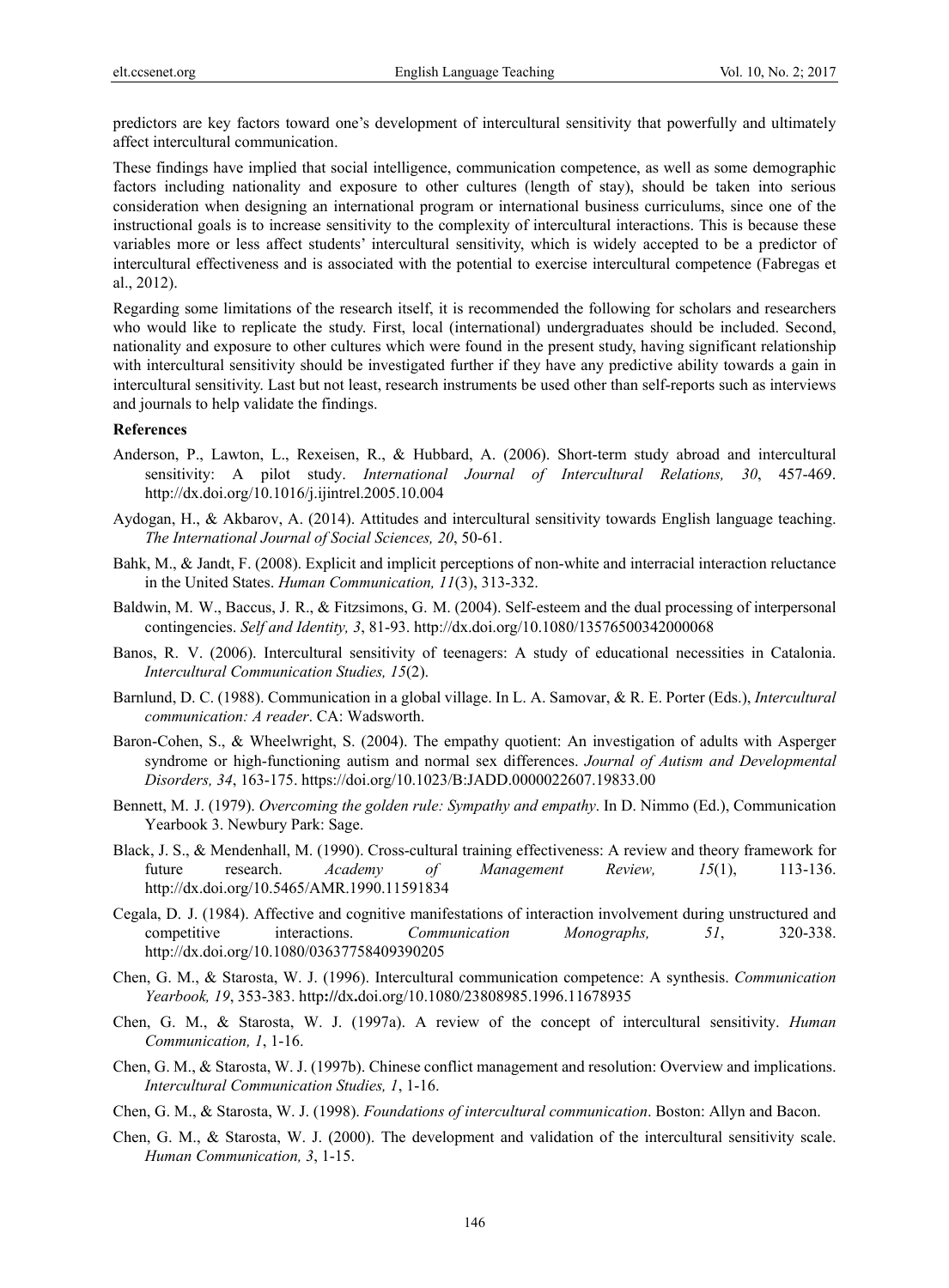predictors are key factors toward one's development of intercultural sensitivity that powerfully and ultimately affect intercultural communication.

These findings have implied that social intelligence, communication competence, as well as some demographic factors including nationality and exposure to other cultures (length of stay), should be taken into serious consideration when designing an international program or international business curriculums, since one of the instructional goals is to increase sensitivity to the complexity of intercultural interactions. This is because these variables more or less affect students' intercultural sensitivity, which is widely accepted to be a predictor of intercultural effectiveness and is associated with the potential to exercise intercultural competence (Fabregas et al., 2012).

Regarding some limitations of the research itself, it is recommended the following for scholars and researchers who would like to replicate the study. First, local (international) undergraduates should be included. Second, nationality and exposure to other cultures which were found in the present study, having significant relationship with intercultural sensitivity should be investigated further if they have any predictive ability towards a gain in intercultural sensitivity. Last but not least, research instruments be used other than self-reports such as interviews and journals to help validate the findings.

## References

Anderson, P., Lawton, L., Rexeisen, R., & Hubbard, A. (2006). Short-term study abroad and intercultural sensitivity: A pilot study. *International Journal of Intercultural Relations, 30*, 457-469. http://dx.doi.org/10.1016/j.ijintrel.2005.10.004

Aydogan, H., & Akbarov, A. (2014). Attitudes and intercultural sensitivity towards English language teaching. *The International Journal of Social Sciences, 20*, 50-61.

Bahk, M., & Jandt, F. (2008). Explicit and implicit perceptions of non-white and interracial interaction reluctance in the United States. *Human Communication, 11*(3), 313-332.

Baldwin, M. W., Baccus, J. R., & Fitzsimons, G. M. (2004). Self-esteem and the dual processing of interpersonal contingencies. *Self and Identity, 3*, 81-93. http://dx.doi.org/10.1080/13576500342000068

Banos, R. V. (2006). Intercultural sensitivity of teenagers: A study of educational necessities in Catalonia. *Intercultural Communication Studies, 15*(2).

Barnlund, D. C. (1988). Communication in a global village. In L. A. Samovar, & R. E. Porter (Eds.), *Intercultural communication: A reader*. CA: Wadsworth.

Baron-Cohen, S., & Wheelwright, S. (2004). The empathy quotient: An investigation of adults with Asperger syndrome or high-functioning autism and normal sex differences. *Journal of Autism and Developmental Disorders, 34*, 163-175. https://doi.org/10.1023/B:JADD.0000022607.19833.00

Bennett, M. J. (1979). *Overcoming the golden rule: Sympathy and empathy*. In D. Nimmo (Ed.), Communication Yearbook 3. Newbury Park: Sage.

Black, J. S., & Mendenhall, M. (1990). Cross-cultural training effectiveness: A review and theory framework for future research. *Academy of Management Review, 15*(1), 113-136. http://dx.doi.org/10.5465/AMR.1990.11591834

Cegala, D. J. (1984). Affective and cognitive manifestations of interaction involvement during unstructured and competitive interactions. *Communication Monographs, 51*, 320-338. http://dx.doi.org/10.1080/03637758409390205

Chen, G. M., & Starosta, W. J. (1996). Intercultural communication competence: A synthesis. *Communication Yearbook, 19*, 353-383. http://dx.doi.org/10.1080/23808985.1996.11678935

Chen, G. M., & Starosta, W. J. (1997a). A review of the concept of intercultural sensitivity. *Human Communication, 1*, 1-16.

Chen, G. M., & Starosta, W. J. (1997b). Chinese conflict management and resolution: Overview and implications. *Intercultural Communication Studies, 1*, 1-16.

Chen, G. M., & Starosta, W. J. (1998). *Foundations of intercultural communication*. Boston: Allyn and Bacon.

Chen, G. M., & Starosta, W. J. (2000). The development and validation of the intercultural sensitivity scale. *Human Communication, 3*, 1-15.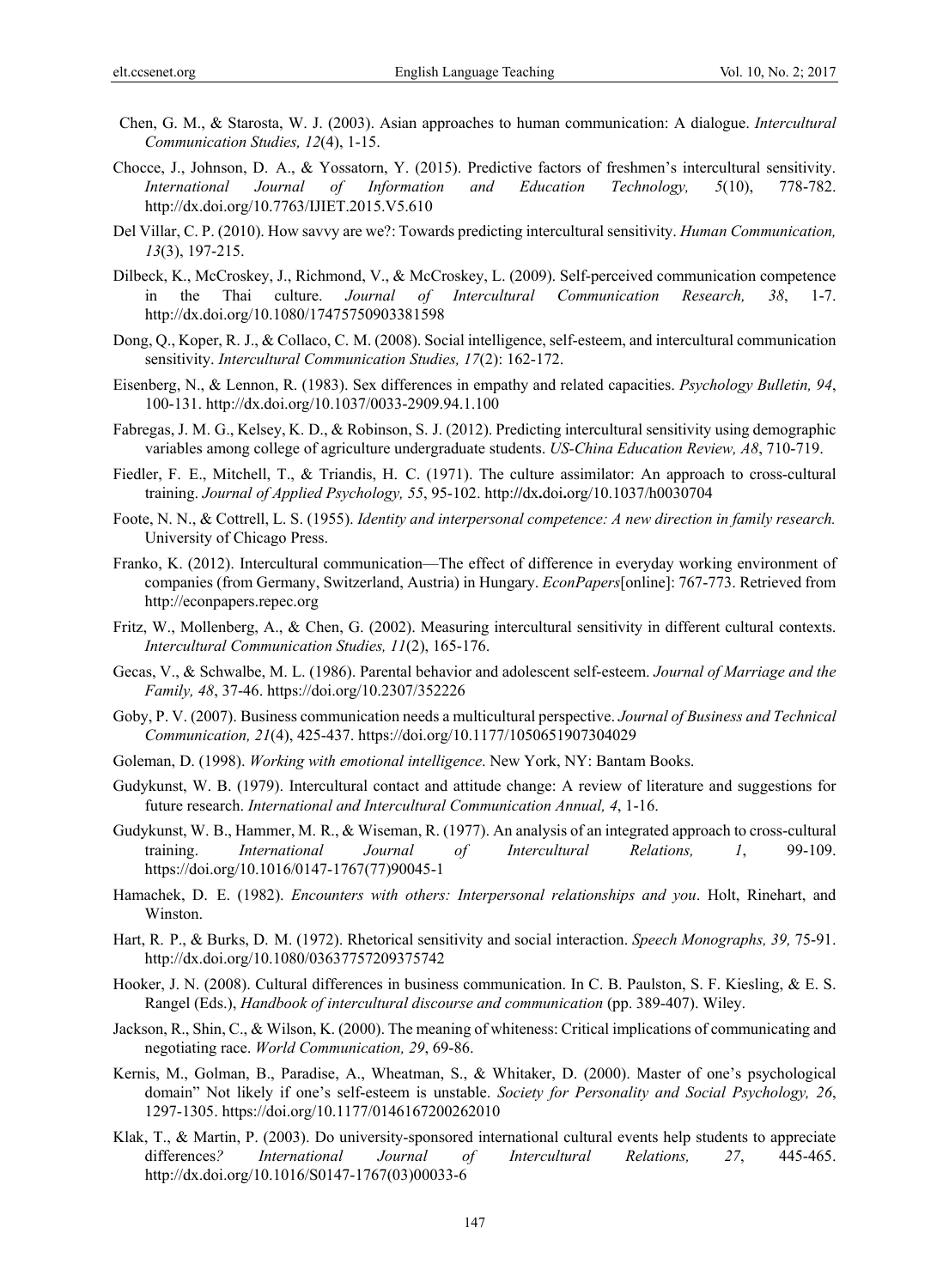Chen, G. M., & Starosta, W. J. (2003). Asian approaches to human communication: A dialogue. *Intercultural Communication Studies, 12*(4), 1-15.

Chocce, J., Johnson, D. A., & Yossatorn, Y. (2015). Predictive factors of freshmen's intercultural sensitivity. *International Journal of Information and Education Technology, 5*(10), 778-782. http://dx.doi.org/10.7763/IJIET.2015.V5.610

Del Villar, C. P. (2010). How savvy are we?: Towards predicting intercultural sensitivity. *Human Communication, 13*(3), 197-215.

Dilbeck, K., McCroskey, J., Richmond, V., & McCroskey, L. (2009). Self-perceived communication competence in the Thai culture. *Journal of Intercultural Communication Research, 38*, 1-7. http://dx.doi.org/10.1080/17475750903381598

Dong, Q., Koper, R. J., & Collaco, C. M. (2008). Social intelligence, self-esteem, and intercultural communication sensitivity. *Intercultural Communication Studies, 17*(2): 162-172.

Eisenberg, N., & Lennon, R. (1983). Sex differences in empathy and related capacities. *Psychology Bulletin, 94*, 100-131. http://dx.doi.org/10.1037/0033-2909.94.1.100

Fabregas, J. M. G., Kelsey, K. D., & Robinson, S. J. (2012). Predicting intercultural sensitivity using demographic variables among college of agriculture undergraduate students. *US-China Education Review, A8*, 710-719.

Fiedler, F. E., Mitchell, T., & Triandis, H. C. (1971). The culture assimilator: An approach to cross-cultural training. *Journal of Applied Psychology, 55*, 95-102. http://dx.doi.org/10.1037/h0030704

Foote, N. N., & Cottrell, L. S. (1955). *Identity and interpersonal competence: A new direction in family research.* University of Chicago Press.

Franko, K. (2012). Intercultural communication—The effect of difference in everyday working environment of companies (from Germany, Switzerland, Austria) in Hungary. *EconPapers*[online]: 767-773. Retrieved from http://econpapers.repec.org

Fritz, W., Mollenberg, A., & Chen, G. (2002). Measuring intercultural sensitivity in different cultural contexts. *Intercultural Communication Studies, 11*(2), 165-176.

Gecas, V., & Schwalbe, M. L. (1986). Parental behavior and adolescent self-esteem. *Journal of Marriage and the Family, 48*, 37-46. https://doi.org/10.2307/352226

Goby, P. V. (2007). Business communication needs a multicultural perspective. *Journal of Business and Technical Communication, 21*(4), 425-437. https://doi.org/10.1177/1050651907304029

Goleman, D. (1998). *Working with emotional intelligence*. New York, NY: Bantam Books.

Gudykunst, W. B. (1979). Intercultural contact and attitude change: A review of literature and suggestions for future research. *International and Intercultural Communication Annual, 4*, 1-16.

Gudykunst, W. B., Hammer, M. R., & Wiseman, R. (1977). An analysis of an integrated approach to cross-cultural training. *International Journal of Intercultural Relations, 1*, 99-109. https://doi.org/10.1016/0147-1767(77)90045-1

Hamachek, D. E. (1982). *Encounters with others: Interpersonal relationships and you*. Holt, Rinehart, and Winston.

Hart, R. P., & Burks, D. M. (1972). Rhetorical sensitivity and social interaction. *Speech Monographs, 39,* 75-91. http://dx.doi.org/10.1080/03637757209375742

Hooker, J. N. (2008). Cultural differences in business communication. In C. B. Paulston, S. F. Kiesling, & E. S. Rangel (Eds.), *Handbook of intercultural discourse and communication* (pp. 389-407). Wiley.

Jackson, R., Shin, C., & Wilson, K. (2000). The meaning of whiteness: Critical implications of communicating and negotiating race. *World Communication, 29*, 69-86.

Kernis, M., Golman, B., Paradise, A., Wheatman, S., & Whitaker, D. (2000). Master of one's psychological domain" Not likely if one's self-esteem is unstable. *Society for Personality and Social Psychology, 26*, 1297-1305. https://doi.org/10.1177/0146167200262010

Klak, T., & Martin, P. (2003). Do university-sponsored international cultural events help students to appreciate differences*? International Journal of Intercultural Relations, 27*, 445-465. http://dx.doi.org/10.1016/S0147-1767(03)00033-6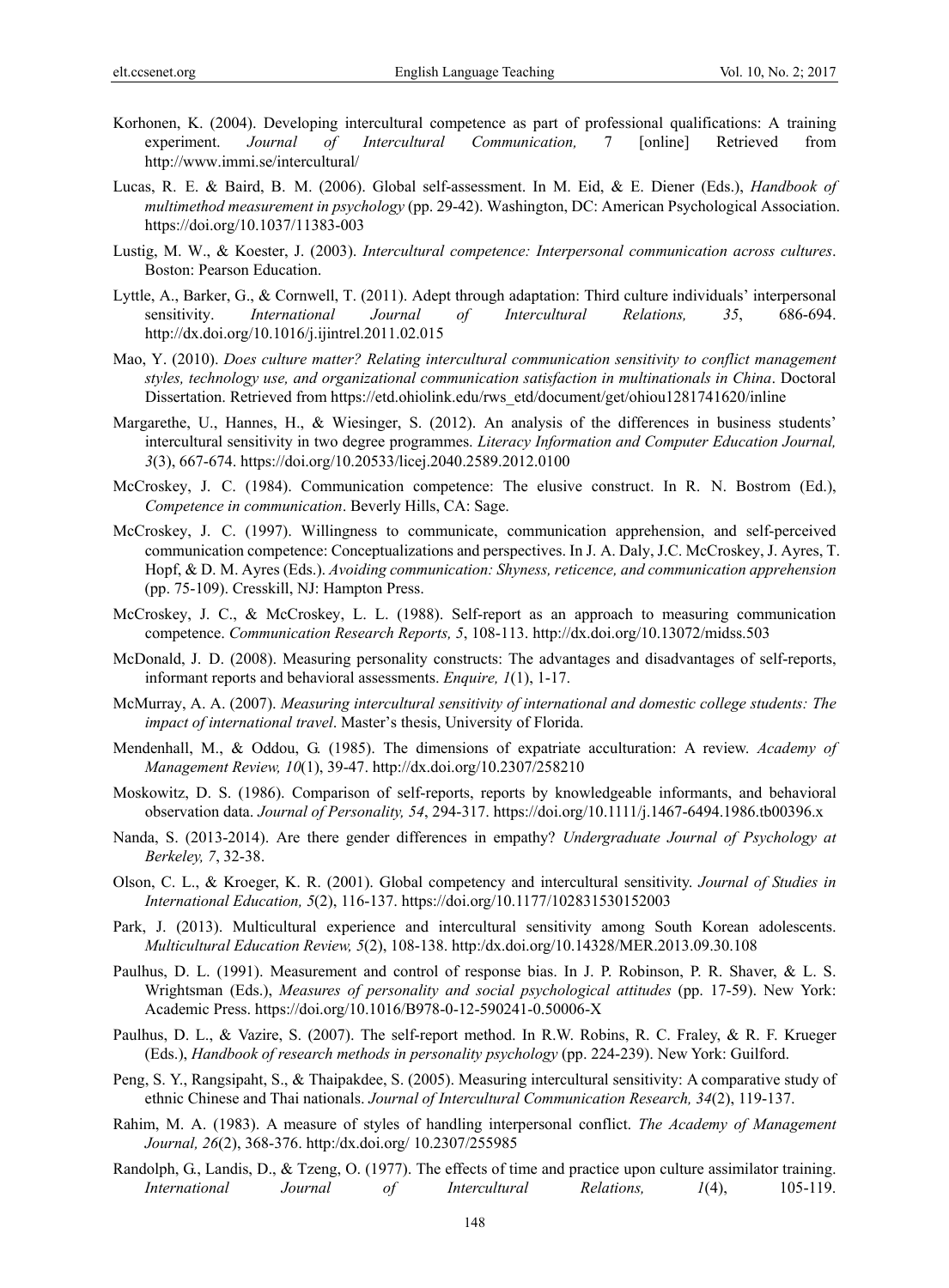Korhonen, K. (2004). Developing intercultural competence as part of professional qualifications: A training experiment. *Journal of Intercultural Communication, 7* [online] Retrieved from http://www.immi.se/intercultural/

Lucas, R. E. & Baird, B. M. (2006). Global self-assessment. In M. Eid, & E. Diener (Eds.), *Handbook of multimethod measurement in psychology* (pp. 29-42). Washington, DC: American Psychological Association. https://doi.org/10.1037/11383-003

Lustig, M. W., & Koester, J. (2003). *Intercultural competence: Interpersonal communication across cultures*. Boston: Pearson Education.

Lyttle, A., Barker, G., & Cornwell, T. (2011). Adept through adaptation: Third culture individuals' interpersonal sensitivity. *International Journal of Intercultural Relations, 35*, 686-694. http://dx.doi.org/10.1016/j.ijintrel.2011.02.015

Mao, Y. (2010). *Does culture matter? Relating intercultural communication sensitivity to conflict management styles, technology use, and organizational communication satisfaction in multinationals in China*. Doctoral Dissertation. Retrieved from https://etd.ohiolink.edu/rws_etd/document/get/ohiou1281741620/inline

Margarethe, U., Hannes, H., & Wiesinger, S. (2012). An analysis of the differences in business students' intercultural sensitivity in two degree programmes. *Literacy Information and Computer Education Journal, 3*(3), 667-674. https://doi.org/10.20533/licej.2040.2589.2012.0100

McCroskey, J. C. (1984). Communication competence: The elusive construct. In R. N. Bostrom (Ed.), *Competence in communication*. Beverly Hills, CA: Sage.

McCroskey, J. C. (1997). Willingness to communicate, communication apprehension, and self-perceived communication competence: Conceptualizations and perspectives. In J. A. Daly, J.C. McCroskey, J. Ayres, T. Hopf, & D. M. Ayres (Eds.). *Avoiding communication: Shyness, reticence, and communication apprehension* (pp. 75-109). Cresskill, NJ: Hampton Press.

McCroskey, J. C., & McCroskey, L. L. (1988). Self-report as an approach to measuring communication competence. *Communication Research Reports, 5*, 108-113. http://dx.doi.org/10.13072/midss.503

McDonald, J. D. (2008). Measuring personality constructs: The advantages and disadvantages of self-reports, informant reports and behavioral assessments. *Enquire, 1*(1), 1-17.

McMurray, A. A. (2007). *Measuring intercultural sensitivity of international and domestic college students: The impact of international travel*. Master's thesis, University of Florida.

Mendenhall, M., & Oddou, G. (1985). The dimensions of expatriate acculturation: A review. *Academy of Management Review, 10*(1), 39-47. http://dx.doi.org/10.2307/258210

Moskowitz, D. S. (1986). Comparison of self-reports, reports by knowledgeable informants, and behavioral observation data. *Journal of Personality, 54*, 294-317. https://doi.org/10.1111/j.1467-6494.1986.tb00396.x

Nanda, S. (2013-2014). Are there gender differences in empathy? *Undergraduate Journal of Psychology at Berkeley, 7*, 32-38.

Olson, C. L., & Kroeger, K. R. (2001). Global competency and intercultural sensitivity. *Journal of Studies in International Education, 5*(2), 116-137. https://doi.org/10.1177/102831530152003

Park, J. (2013). Multicultural experience and intercultural sensitivity among South Korean adolescents. *Multicultural Education Review, 5*(2), 108-138. http:/dx.doi.org/10.14328/MER.2013.09.30.108

Paulhus, D. L. (1991). Measurement and control of response bias. In J. P. Robinson, P. R. Shaver, & L. S. Wrightsman (Eds.), *Measures of personality and social psychological attitudes* (pp. 17-59). New York: Academic Press. https://doi.org/10.1016/B978-0-12-590241-0.50006-X

Paulhus, D. L., & Vazire, S. (2007). The self-report method. In R.W. Robins, R. C. Fraley, & R. F. Krueger (Eds.), *Handbook of research methods in personality psychology* (pp. 224-239). New York: Guilford.

Peng, S. Y., Rangsipaht, S., & Thaipakdee, S. (2005). Measuring intercultural sensitivity: A comparative study of ethnic Chinese and Thai nationals. *Journal of Intercultural Communication Research, 34*(2), 119-137.

Rahim, M. A. (1983). A measure of styles of handling interpersonal conflict. *The Academy of Management Journal, 26*(2), 368-376. http:/dx.doi.org/ 10.2307/255985

Randolph, G., Landis, D., & Tzeng, O. (1977). The effects of time and practice upon culture assimilator training. *International Journal of Intercultural Relations, 1*(4), 105-119.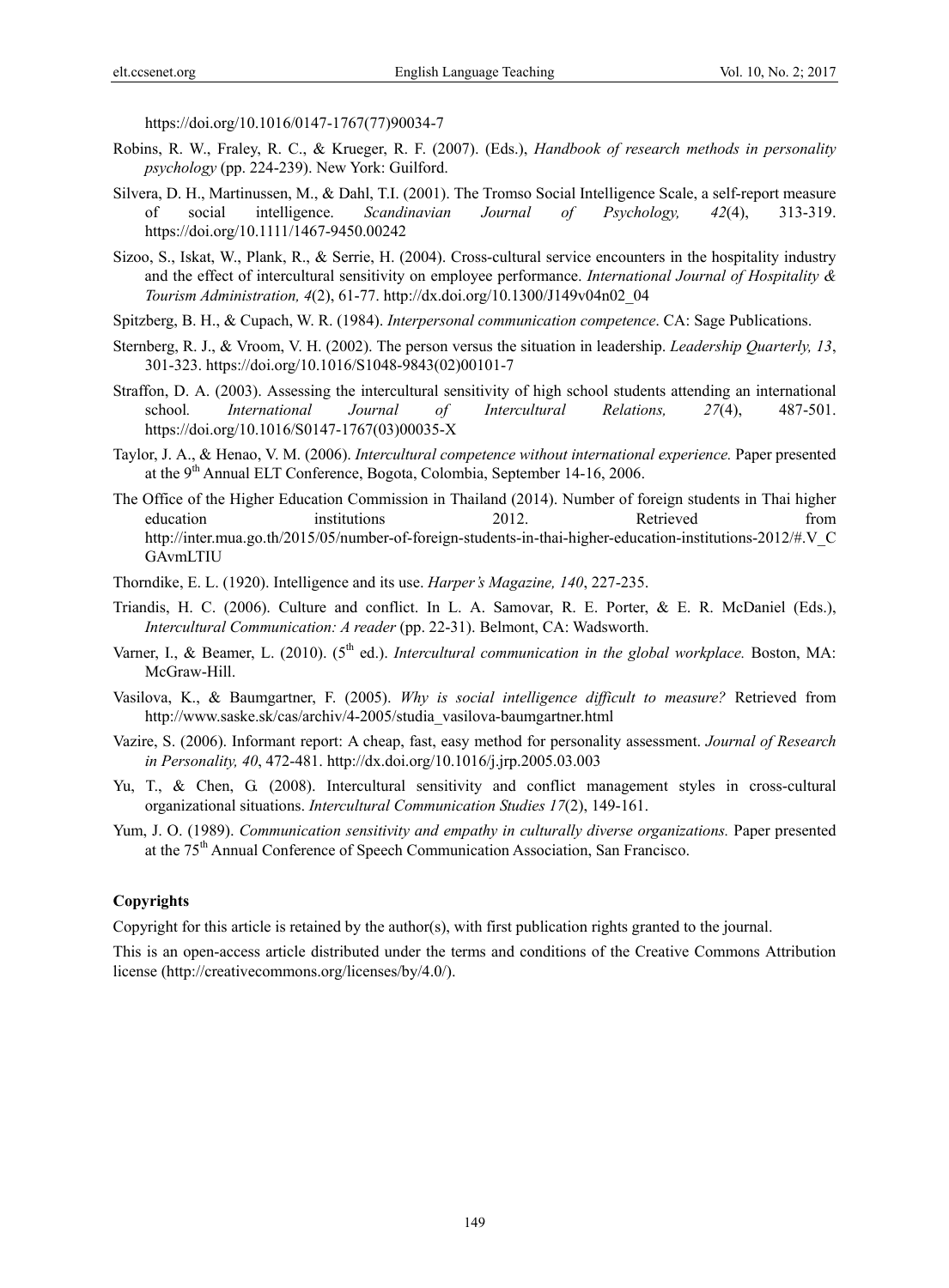https://doi.org/10.1016/0147-1767(77)90034-7

Robins, R. W., Fraley, R. C., & Krueger, R. F. (2007). (Eds.), *Handbook of research methods in personality psychology* (pp. 224-239). New York: Guilford.

Silvera, D. H., Martinussen, M., & Dahl, T.I. (2001). The Tromso Social Intelligence Scale, a self-report measure of social intelligence. *Scandinavian Journal of Psychology, 42*(4), 313-319. https://doi.org/10.1111/1467-9450.00242

Sizoo, S., Iskat, W., Plank, R., & Serrie, H. (2004). Cross-cultural service encounters in the hospitality industry and the effect of intercultural sensitivity on employee performance. *International Journal of Hospitality & Tourism Administration, 4*(2), 61-77. http://dx.doi.org/10.1300/J149v04n02_04

Spitzberg, B. H., & Cupach, W. R. (1984). *Interpersonal communication competence*. CA: Sage Publications.

Sternberg, R. J., & Vroom, V. H. (2002). The person versus the situation in leadership. *Leadership Quarterly, 13*, 301-323. https://doi.org/10.1016/S1048-9843(02)00101-7

Straffon, D. A. (2003). Assessing the intercultural sensitivity of high school students attending an international school*. International Journal of Intercultural Relations, 27*(4), 487-501. https://doi.org/10.1016/S0147-1767(03)00035-X

Taylor, J. A., & Henao, V. M. (2006). *Intercultural competence without international experience.* Paper presented at the 9th Annual ELT Conference, Bogota, Colombia, September 14-16, 2006.

The Office of the Higher Education Commission in Thailand (2014). Number of foreign students in Thai higher education institutions 2012. Retrieved from http://inter.mua.go.th/2015/05/number-of-foreign-students-in-thai-higher-education-institutions-2012/#.V_CGAvmLTIU

Thorndike, E. L. (1920). Intelligence and its use. *Harper's Magazine, 140*, 227-235.

Triandis, H. C. (2006). Culture and conflict. In L. A. Samovar, R. E. Porter, & E. R. McDaniel (Eds.), *Intercultural Communication: A reader* (pp. 22-31). Belmont, CA: Wadsworth.

Varner, I., & Beamer, L. (2010). (5th ed.). *Intercultural communication in the global workplace.* Boston, MA: McGraw-Hill.

Vasilova, K., & Baumgartner, F. (2005). *Why is social intelligence difficult to measure?* Retrieved from http://www.saske.sk/cas/archiv/4-2005/studia_vasilova-baumgartner.html

Vazire, S. (2006). Informant report: A cheap, fast, easy method for personality assessment. *Journal of Research in Personality, 40*, 472-481. http://dx.doi.org/10.1016/j.jrp.2005.03.003

Yu, T., & Chen, G. (2008). Intercultural sensitivity and conflict management styles in cross-cultural organizational situations. *Intercultural Communication Studies 17*(2), 149-161.

Yum, J. O. (1989). *Communication sensitivity and empathy in culturally diverse organizations.* Paper presented at the 75th Annual Conference of Speech Communication Association, San Francisco.

## Copyrights

Copyright for this article is retained by the author(s), with first publication rights granted to the journal.

This is an open-access article distributed under the terms and conditions of the Creative Commons Attribution license (http://creativecommons.org/licenses/by/4.0/).